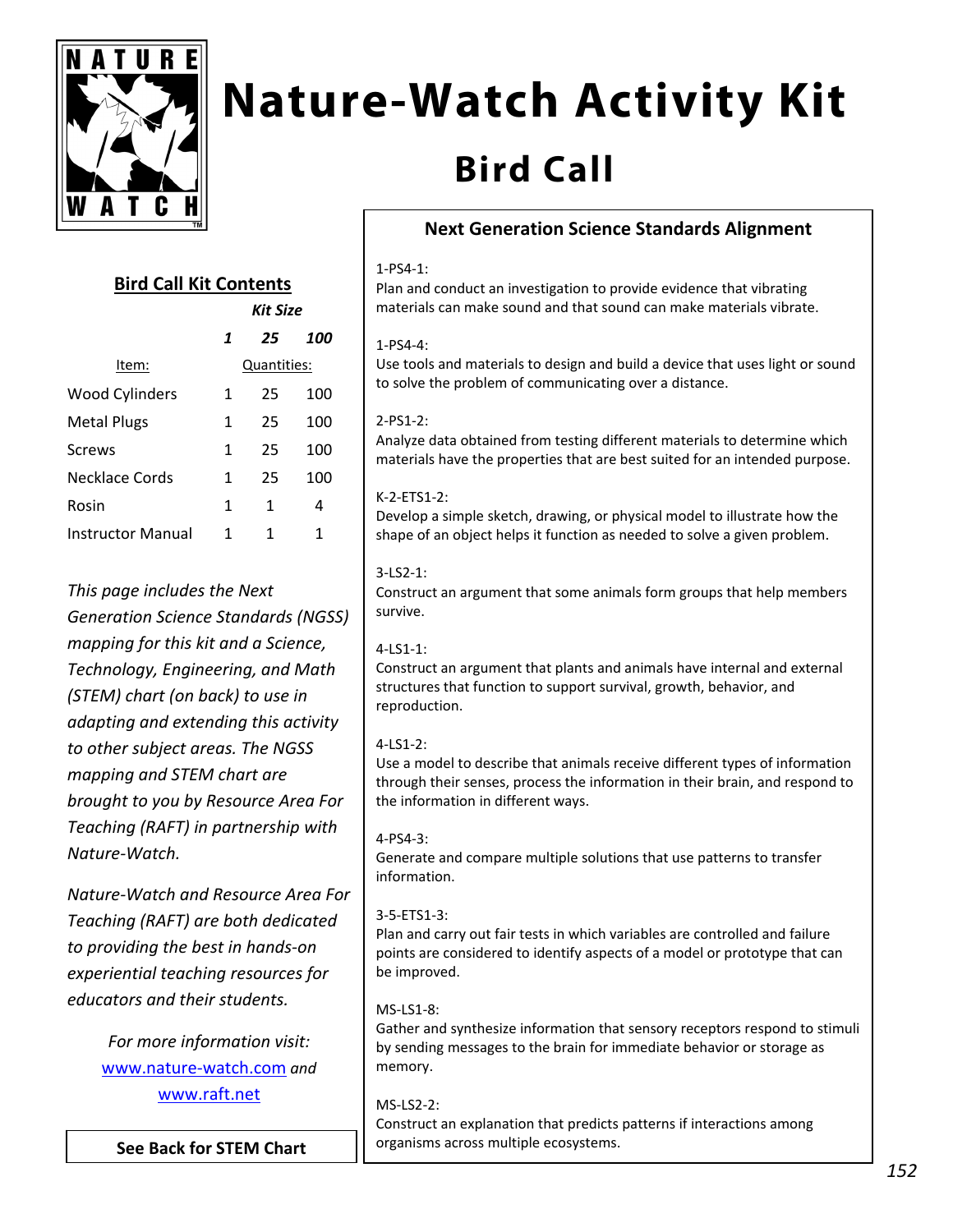# Nature-Watch Activity Kit

## Bird Call

### Bird Call Kit Contents

| | Kit Size | | |
|---|---|---|---|
| | **1** | **25** | **100** |
| Item: | Quantities: | | |
| Wood Cylinders | 1 | 25 | 100 |
| Metal Plugs | 1 | 25 | 100 |
| Screws | 1 | 25 | 100 |
| Necklace Cords | 1 | 25 | 100 |
| Rosin | 1 | 1 | 4 |
| Instructor Manual | 1 | 1 | 1 |

*This page includes the Next Generation Science Standards (NGSS) mapping for this kit and a Science, Technology, Engineering, and Math (STEM) chart (on back) to use in adapting and extending this activity to other subject areas. The NGSS mapping and STEM chart are brought to you by Resource Area For Teaching (RAFT) in partnership with Nature-Watch.*

*Nature-Watch and Resource Area For Teaching (RAFT) are both dedicated to providing the best in hands-on experiential teaching resources for educators and their students.*

*For more information visit:* www.nature-watch.com *and* www.raft.net

**See Back for STEM Chart**

### Next Generation Science Standards Alignment

1-PS4-1:
Plan and conduct an investigation to provide evidence that vibrating materials can make sound and that sound can make materials vibrate.

1-PS4-4:
Use tools and materials to design and build a device that uses light or sound to solve the problem of communicating over a distance.

2-PS1-2:
Analyze data obtained from testing different materials to determine which materials have the properties that are best suited for an intended purpose.

K-2-ETS1-2:
Develop a simple sketch, drawing, or physical model to illustrate how the shape of an object helps it function as needed to solve a given problem.

3-LS2-1:
Construct an argument that some animals form groups that help members survive.

4-LS1-1:
Construct an argument that plants and animals have internal and external structures that function to support survival, growth, behavior, and reproduction.

4-LS1-2:
Use a model to describe that animals receive different types of information through their senses, process the information in their brain, and respond to the information in different ways.

4-PS4-3:
Generate and compare multiple solutions that use patterns to transfer information.

3-5-ETS1-3:
Plan and carry out fair tests in which variables are controlled and failure points are considered to identify aspects of a model or prototype that can be improved.

MS-LS1-8:
Gather and synthesize information that sensory receptors respond to stimuli by sending messages to the brain for immediate behavior or storage as memory.

MS-LS2-2:
Construct an explanation that predicts patterns if interactions among organisms across multiple ecosystems.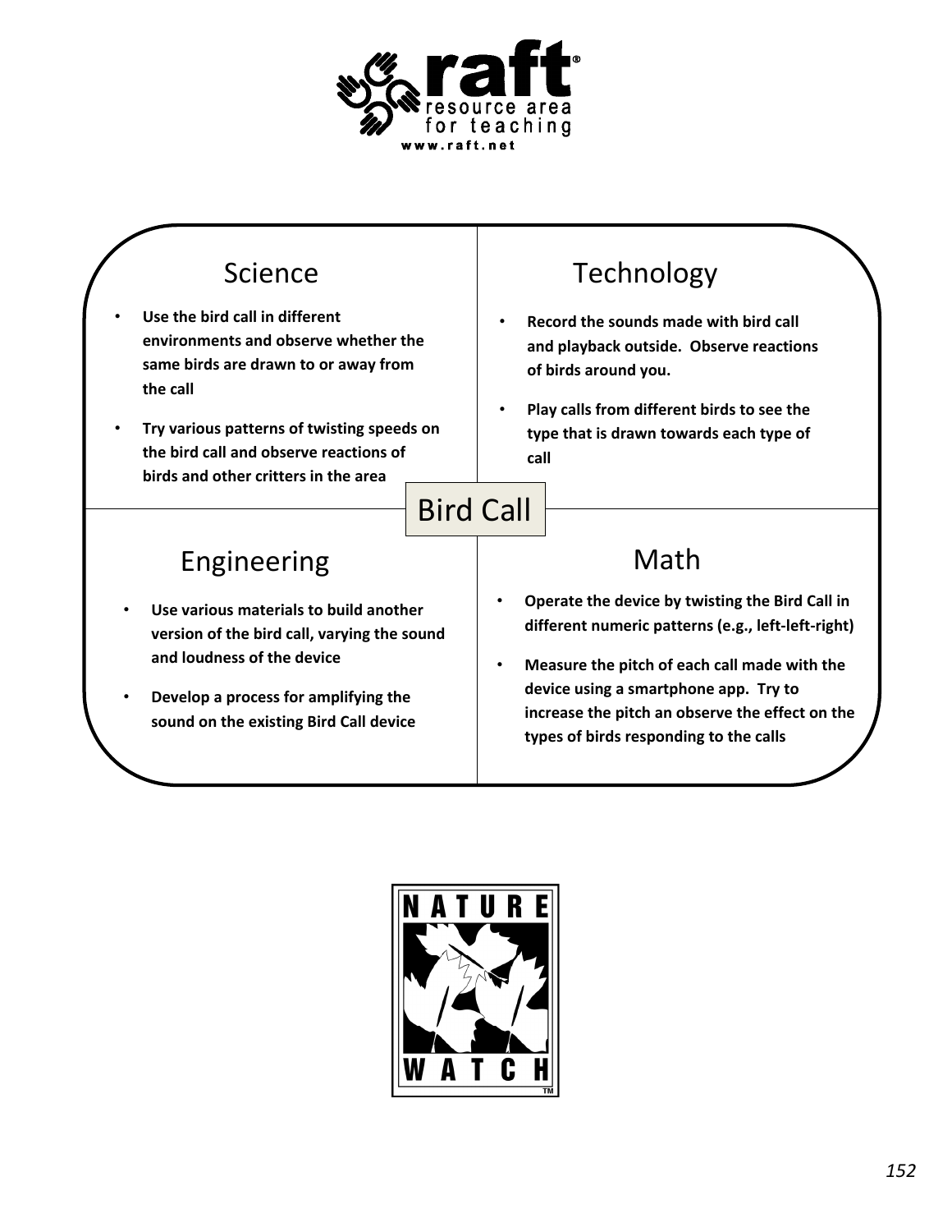# Bird Call

## Science

- Use the bird call in different environments and observe whether the same birds are drawn to or away from the call
- Try various patterns of twisting speeds on the bird call and observe reactions of birds and other critters in the area

## Technology

- Record the sounds made with bird call and playback outside. Observe reactions of birds around you.
- Play calls from different birds to see the type that is drawn towards each type of call

## Engineering

- Use various materials to build another version of the bird call, varying the sound and loudness of the device
- Develop a process for amplifying the sound on the existing Bird Call device

## Math

- Operate the device by twisting the Bird Call in different numeric patterns (e.g., left-left-right)
- Measure the pitch of each call made with the device using a smartphone app. Try to increase the pitch an observe the effect on the types of birds responding to the calls